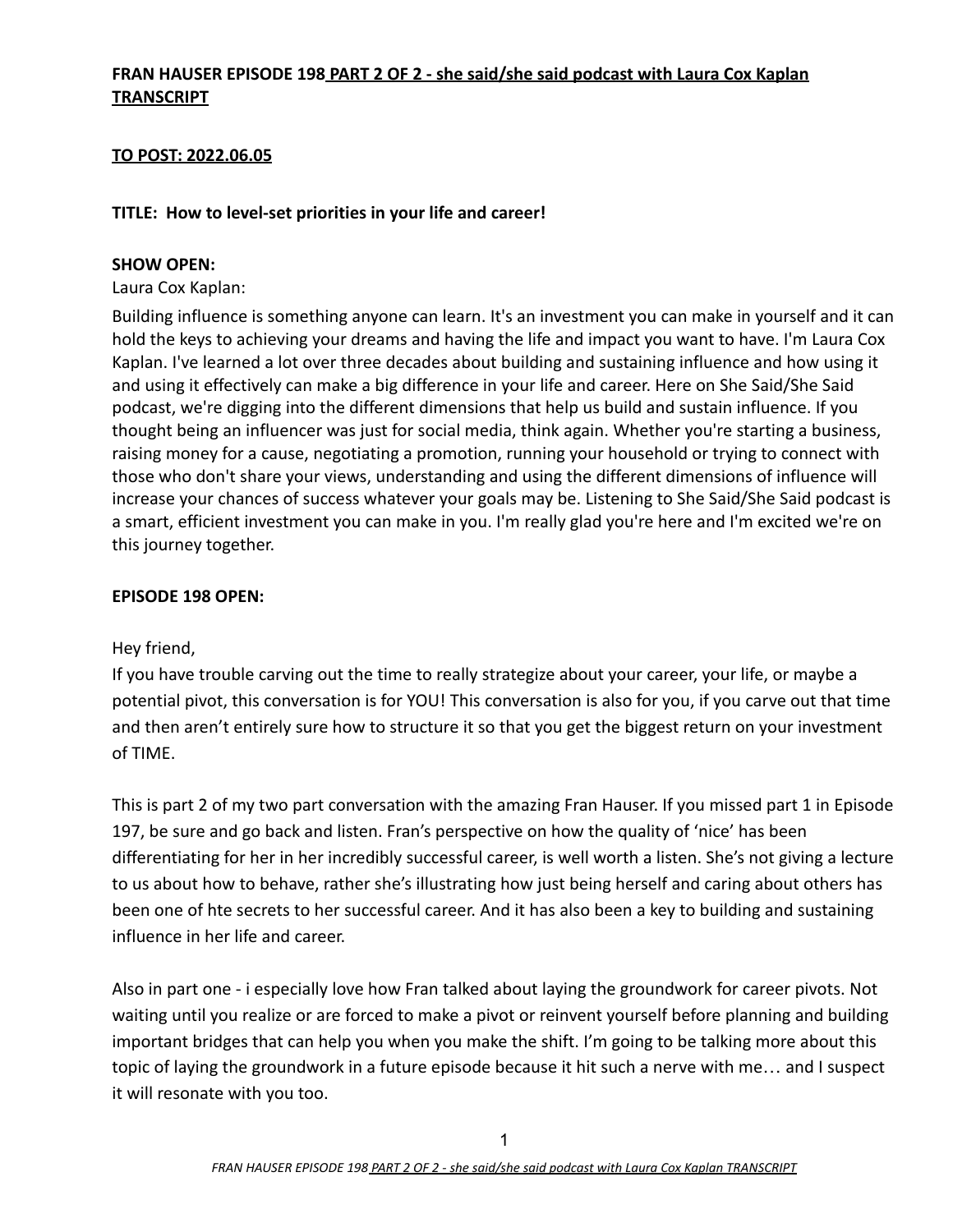**FRAN HAUSER EPISODE 198 PART 2 OF 2 - she said/she said podcast with Laura Cox Kaplan TRANSCRIPT**

**TO POST: 2022.06.05**

**TITLE: How to level-set priorities in your life and career!**

**SHOW OPEN:**

Laura Cox Kaplan:

Building influence is something anyone can learn. It's an investment you can make in yourself and it can hold the keys to achieving your dreams and having the life and impact you want to have. I'm Laura Cox Kaplan. I've learned a lot over three decades about building and sustaining influence and how using it and using it effectively can make a big difference in your life and career. Here on She Said/She Said podcast, we're digging into the different dimensions that help us build and sustain influence. If you thought being an influencer was just for social media, think again. Whether you're starting a business, raising money for a cause, negotiating a promotion, running your household or trying to connect with those who don't share your views, understanding and using the different dimensions of influence will increase your chances of success whatever your goals may be. Listening to She Said/She Said podcast is a smart, efficient investment you can make in you. I'm really glad you're here and I'm excited we're on this journey together.

**EPISODE 198 OPEN:**

Hey friend,

If you have trouble carving out the time to really strategize about your career, your life, or maybe a potential pivot, this conversation is for YOU! This conversation is also for you, if you carve out that time and then aren't entirely sure how to structure it so that you get the biggest return on your investment of TIME.

This is part 2 of my two part conversation with the amazing Fran Hauser. If you missed part 1 in Episode 197, be sure and go back and listen. Fran's perspective on how the quality of 'nice' has been differentiating for her in her incredibly successful career, is well worth a listen. She's not giving a lecture to us about how to behave, rather she's illustrating how just being herself and caring about others has been one of hte secrets to her successful career. And it has also been a key to building and sustaining influence in her life and career.

Also in part one - i especially love how Fran talked about laying the groundwork for career pivots. Not waiting until you realize or are forced to make a pivot or reinvent yourself before planning and building important bridges that can help you when you make the shift. I'm going to be talking more about this topic of laying the groundwork in a future episode because it hit such a nerve with me… and I suspect it will resonate with you too.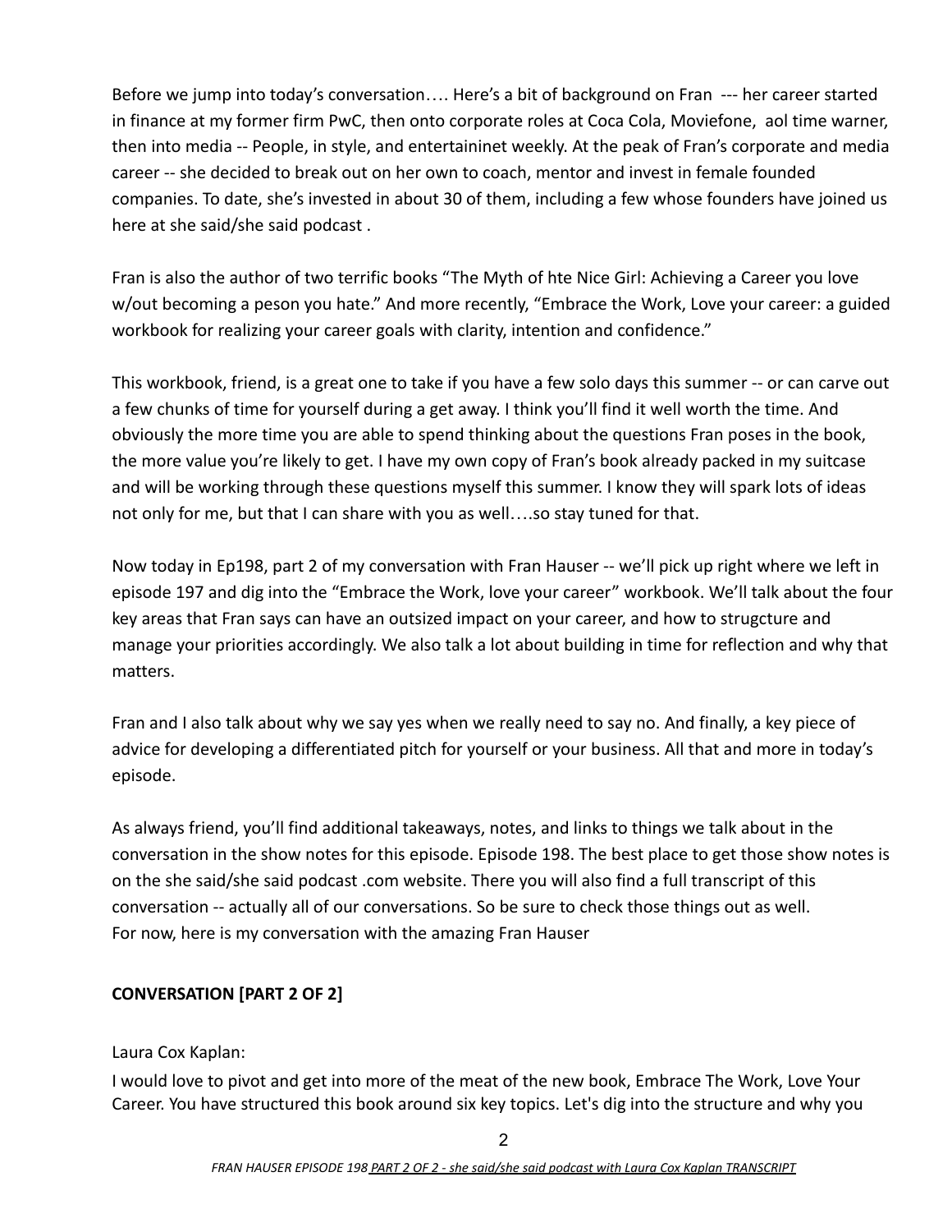Before we jump into today's conversation…. Here's a bit of background on Fran --- her career started in finance at my former firm PwC, then onto corporate roles at Coca Cola, Moviefone, aol time warner, then into media -- People, in style, and entertaininet weekly. At the peak of Fran's corporate and media career -- she decided to break out on her own to coach, mentor and invest in female founded companies. To date, she's invested in about 30 of them, including a few whose founders have joined us here at she said/she said podcast .

Fran is also the author of two terrific books "The Myth of hte Nice Girl: Achieving a Career you love w/out becoming a peson you hate." And more recently, "Embrace the Work, Love your career: a guided workbook for realizing your career goals with clarity, intention and confidence."

This workbook, friend, is a great one to take if you have a few solo days this summer -- or can carve out a few chunks of time for yourself during a get away. I think you'll find it well worth the time. And obviously the more time you are able to spend thinking about the questions Fran poses in the book, the more value you're likely to get. I have my own copy of Fran's book already packed in my suitcase and will be working through these questions myself this summer. I know they will spark lots of ideas not only for me, but that I can share with you as well….so stay tuned for that.

Now today in Ep198, part 2 of my conversation with Fran Hauser -- we'll pick up right where we left in episode 197 and dig into the "Embrace the Work, love your career" workbook. We'll talk about the four key areas that Fran says can have an outsized impact on your career, and how to strugcture and manage your priorities accordingly. We also talk a lot about building in time for reflection and why that matters.

Fran and I also talk about why we say yes when we really need to say no. And finally, a key piece of advice for developing a differentiated pitch for yourself or your business. All that and more in today's episode.

As always friend, you'll find additional takeaways, notes, and links to things we talk about in the conversation in the show notes for this episode. Episode 198. The best place to get those show notes is on the she said/she said podcast .com website. There you will also find a full transcript of this conversation -- actually all of our conversations. So be sure to check those things out as well. For now, here is my conversation with the amazing Fran Hauser

**CONVERSATION [PART 2 OF 2]**

Laura Cox Kaplan:
I would love to pivot and get into more of the meat of the new book, Embrace The Work, Love Your Career. You have structured this book around six key topics. Let's dig into the structure and why you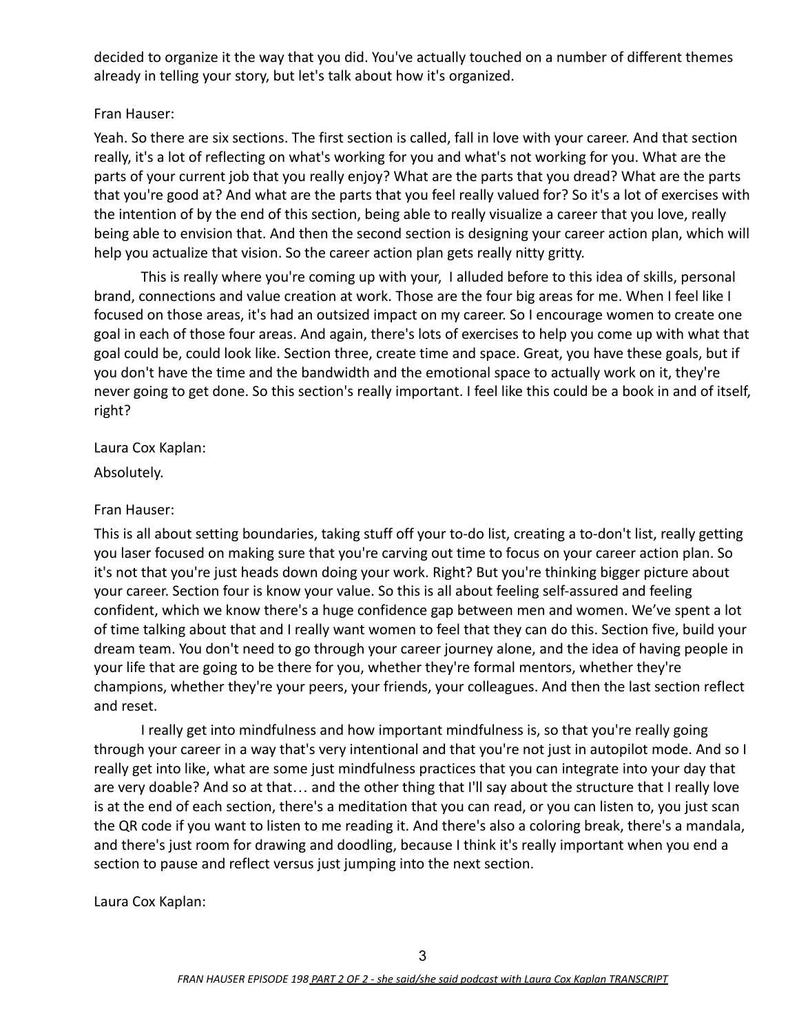decided to organize it the way that you did. You've actually touched on a number of different themes already in telling your story, but let's talk about how it's organized.

Fran Hauser:

Yeah. So there are six sections. The first section is called, fall in love with your career. And that section really, it's a lot of reflecting on what's working for you and what's not working for you. What are the parts of your current job that you really enjoy? What are the parts that you dread? What are the parts that you're good at? And what are the parts that you feel really valued for? So it's a lot of exercises with the intention of by the end of this section, being able to really visualize a career that you love, really being able to envision that. And then the second section is designing your career action plan, which will help you actualize that vision. So the career action plan gets really nitty gritty.

This is really where you're coming up with your, I alluded before to this idea of skills, personal brand, connections and value creation at work. Those are the four big areas for me. When I feel like I focused on those areas, it's had an outsized impact on my career. So I encourage women to create one goal in each of those four areas. And again, there's lots of exercises to help you come up with what that goal could be, could look like. Section three, create time and space. Great, you have these goals, but if you don't have the time and the bandwidth and the emotional space to actually work on it, they're never going to get done. So this section's really important. I feel like this could be a book in and of itself, right?

Laura Cox Kaplan:

Absolutely.

Fran Hauser:

This is all about setting boundaries, taking stuff off your to-do list, creating a to-don't list, really getting you laser focused on making sure that you're carving out time to focus on your career action plan. So it's not that you're just heads down doing your work. Right? But you're thinking bigger picture about your career. Section four is know your value. So this is all about feeling self-assured and feeling confident, which we know there's a huge confidence gap between men and women. We've spent a lot of time talking about that and I really want women to feel that they can do this. Section five, build your dream team. You don't need to go through your career journey alone, and the idea of having people in your life that are going to be there for you, whether they're formal mentors, whether they're champions, whether they're your peers, your friends, your colleagues. And then the last section reflect and reset.

I really get into mindfulness and how important mindfulness is, so that you're really going through your career in a way that's very intentional and that you're not just in autopilot mode. And so I really get into like, what are some just mindfulness practices that you can integrate into your day that are very doable? And so at that… and the other thing that I'll say about the structure that I really love is at the end of each section, there's a meditation that you can read, or you can listen to, you just scan the QR code if you want to listen to me reading it. And there's also a coloring break, there's a mandala, and there's just room for drawing and doodling, because I think it's really important when you end a section to pause and reflect versus just jumping into the next section.

Laura Cox Kaplan: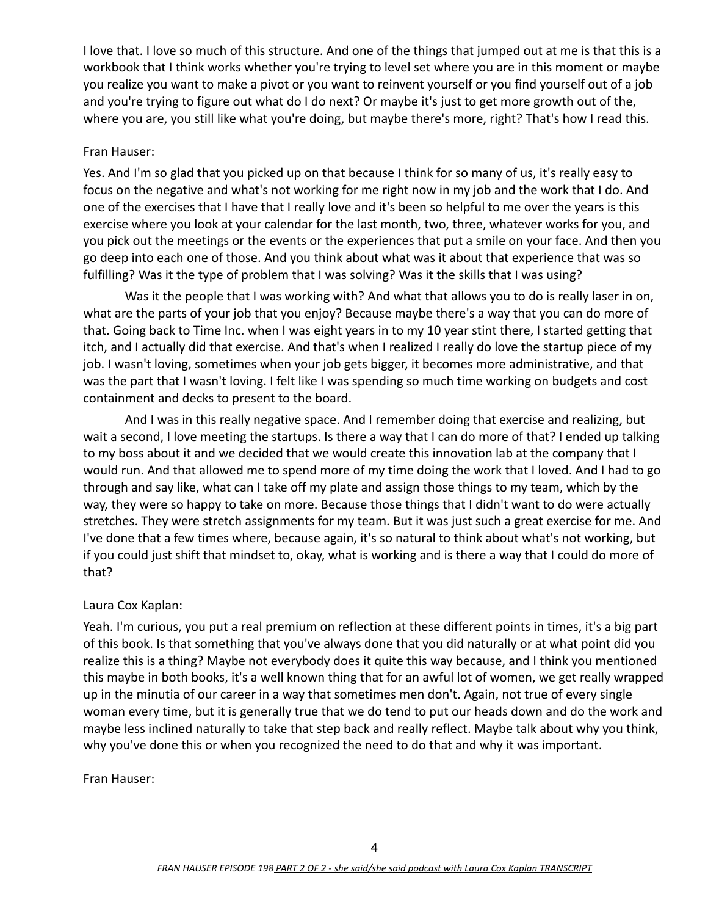I love that. I love so much of this structure. And one of the things that jumped out at me is that this is a workbook that I think works whether you're trying to level set where you are in this moment or maybe you realize you want to make a pivot or you want to reinvent yourself or you find yourself out of a job and you're trying to figure out what do I do next? Or maybe it's just to get more growth out of the, where you are, you still like what you're doing, but maybe there's more, right? That's how I read this.

Fran Hauser:

Yes. And I'm so glad that you picked up on that because I think for so many of us, it's really easy to focus on the negative and what's not working for me right now in my job and the work that I do. And one of the exercises that I have that I really love and it's been so helpful to me over the years is this exercise where you look at your calendar for the last month, two, three, whatever works for you, and you pick out the meetings or the events or the experiences that put a smile on your face. And then you go deep into each one of those. And you think about what was it about that experience that was so fulfilling? Was it the type of problem that I was solving? Was it the skills that I was using?

Was it the people that I was working with? And what that allows you to do is really laser in on, what are the parts of your job that you enjoy? Because maybe there's a way that you can do more of that. Going back to Time Inc. when I was eight years in to my 10 year stint there, I started getting that itch, and I actually did that exercise. And that's when I realized I really do love the startup piece of my job. I wasn't loving, sometimes when your job gets bigger, it becomes more administrative, and that was the part that I wasn't loving. I felt like I was spending so much time working on budgets and cost containment and decks to present to the board.

And I was in this really negative space. And I remember doing that exercise and realizing, but wait a second, I love meeting the startups. Is there a way that I can do more of that? I ended up talking to my boss about it and we decided that we would create this innovation lab at the company that I would run. And that allowed me to spend more of my time doing the work that I loved. And I had to go through and say like, what can I take off my plate and assign those things to my team, which by the way, they were so happy to take on more. Because those things that I didn't want to do were actually stretches. They were stretch assignments for my team. But it was just such a great exercise for me. And I've done that a few times where, because again, it's so natural to think about what's not working, but if you could just shift that mindset to, okay, what is working and is there a way that I could do more of that?

Laura Cox Kaplan:

Yeah. I'm curious, you put a real premium on reflection at these different points in times, it's a big part of this book. Is that something that you've always done that you did naturally or at what point did you realize this is a thing? Maybe not everybody does it quite this way because, and I think you mentioned this maybe in both books, it's a well known thing that for an awful lot of women, we get really wrapped up in the minutia of our career in a way that sometimes men don't. Again, not true of every single woman every time, but it is generally true that we do tend to put our heads down and do the work and maybe less inclined naturally to take that step back and really reflect. Maybe talk about why you think, why you've done this or when you recognized the need to do that and why it was important.

Fran Hauser: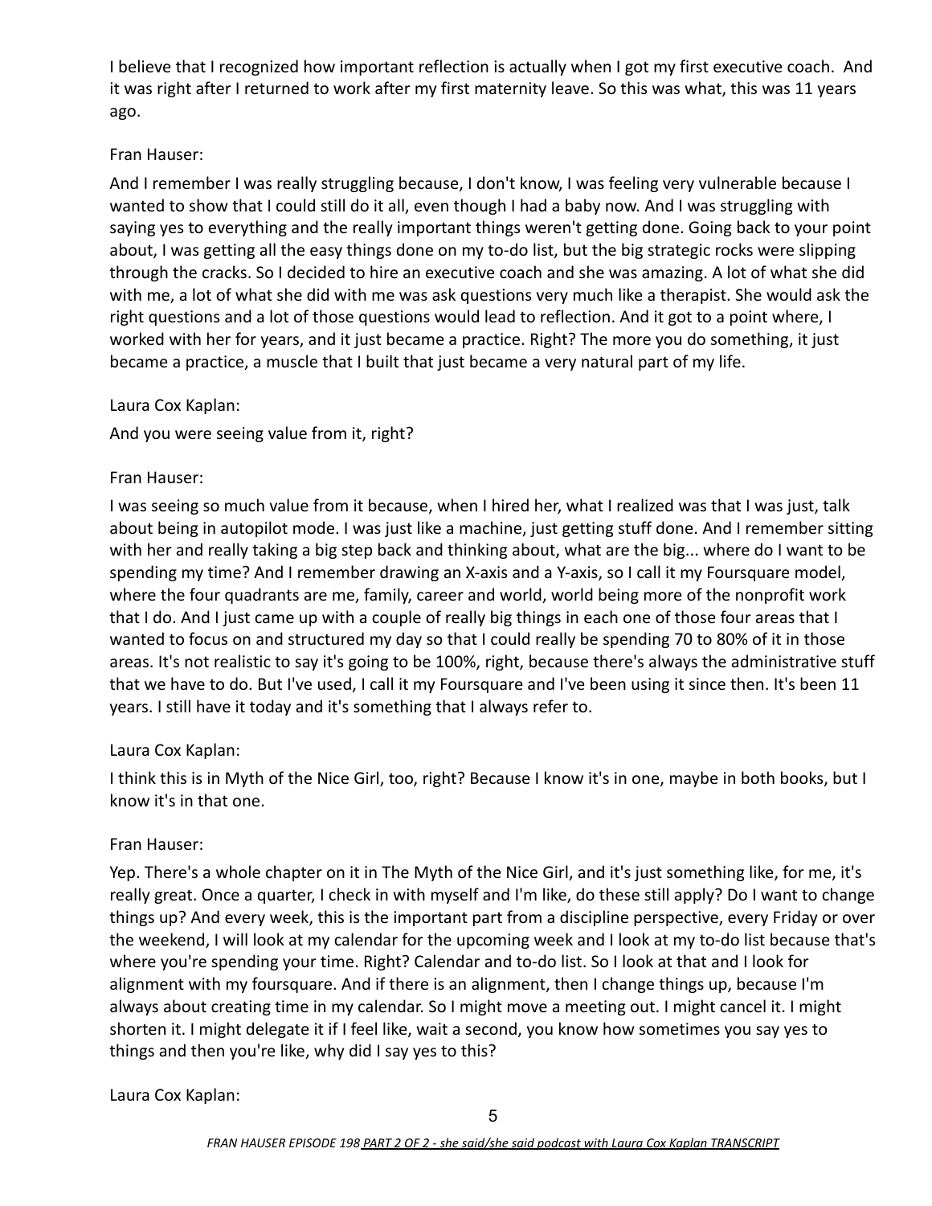I believe that I recognized how important reflection is actually when I got my first executive coach. And it was right after I returned to work after my first maternity leave. So this was what, this was 11 years ago.

Fran Hauser:

And I remember I was really struggling because, I don't know, I was feeling very vulnerable because I wanted to show that I could still do it all, even though I had a baby now. And I was struggling with saying yes to everything and the really important things weren't getting done. Going back to your point about, I was getting all the easy things done on my to-do list, but the big strategic rocks were slipping through the cracks. So I decided to hire an executive coach and she was amazing. A lot of what she did with me, a lot of what she did with me was ask questions very much like a therapist. She would ask the right questions and a lot of those questions would lead to reflection. And it got to a point where, I worked with her for years, and it just became a practice. Right? The more you do something, it just became a practice, a muscle that I built that just became a very natural part of my life.

Laura Cox Kaplan:

And you were seeing value from it, right?

Fran Hauser:

I was seeing so much value from it because, when I hired her, what I realized was that I was just, talk about being in autopilot mode. I was just like a machine, just getting stuff done. And I remember sitting with her and really taking a big step back and thinking about, what are the big... where do I want to be spending my time? And I remember drawing an X-axis and a Y-axis, so I call it my Foursquare model, where the four quadrants are me, family, career and world, world being more of the nonprofit work that I do. And I just came up with a couple of really big things in each one of those four areas that I wanted to focus on and structured my day so that I could really be spending 70 to 80% of it in those areas. It's not realistic to say it's going to be 100%, right, because there's always the administrative stuff that we have to do. But I've used, I call it my Foursquare and I've been using it since then. It's been 11 years. I still have it today and it's something that I always refer to.

Laura Cox Kaplan:

I think this is in Myth of the Nice Girl, too, right? Because I know it's in one, maybe in both books, but I know it's in that one.

Fran Hauser:

Yep. There's a whole chapter on it in The Myth of the Nice Girl, and it's just something like, for me, it's really great. Once a quarter, I check in with myself and I'm like, do these still apply? Do I want to change things up? And every week, this is the important part from a discipline perspective, every Friday or over the weekend, I will look at my calendar for the upcoming week and I look at my to-do list because that's where you're spending your time. Right? Calendar and to-do list. So I look at that and I look for alignment with my foursquare. And if there is an alignment, then I change things up, because I'm always about creating time in my calendar. So I might move a meeting out. I might cancel it. I might shorten it. I might delegate it if I feel like, wait a second, you know how sometimes you say yes to things and then you're like, why did I say yes to this?

Laura Cox Kaplan: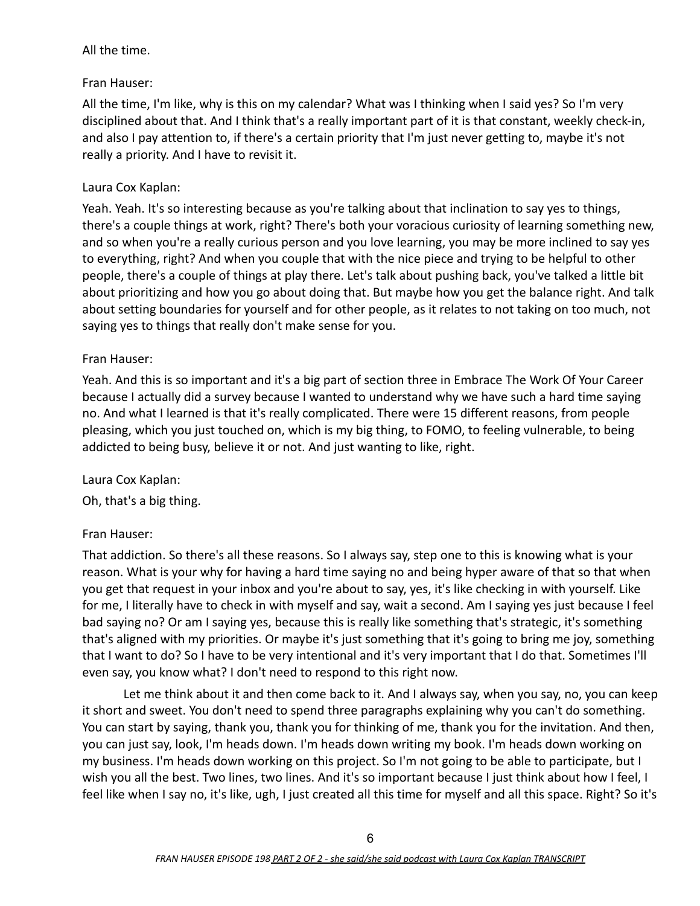All the time.

Fran Hauser:

All the time, I'm like, why is this on my calendar? What was I thinking when I said yes? So I'm very disciplined about that. And I think that's a really important part of it is that constant, weekly check-in, and also I pay attention to, if there's a certain priority that I'm just never getting to, maybe it's not really a priority. And I have to revisit it.

Laura Cox Kaplan:

Yeah. Yeah. It's so interesting because as you're talking about that inclination to say yes to things, there's a couple things at work, right? There's both your voracious curiosity of learning something new, and so when you're a really curious person and you love learning, you may be more inclined to say yes to everything, right? And when you couple that with the nice piece and trying to be helpful to other people, there's a couple of things at play there. Let's talk about pushing back, you've talked a little bit about prioritizing and how you go about doing that. But maybe how you get the balance right. And talk about setting boundaries for yourself and for other people, as it relates to not taking on too much, not saying yes to things that really don't make sense for you.

Fran Hauser:

Yeah. And this is so important and it's a big part of section three in Embrace The Work Of Your Career because I actually did a survey because I wanted to understand why we have such a hard time saying no. And what I learned is that it's really complicated. There were 15 different reasons, from people pleasing, which you just touched on, which is my big thing, to FOMO, to feeling vulnerable, to being addicted to being busy, believe it or not. And just wanting to like, right.

Laura Cox Kaplan:

Oh, that's a big thing.

Fran Hauser:

That addiction. So there's all these reasons. So I always say, step one to this is knowing what is your reason. What is your why for having a hard time saying no and being hyper aware of that so that when you get that request in your inbox and you're about to say, yes, it's like checking in with yourself. Like for me, I literally have to check in with myself and say, wait a second. Am I saying yes just because I feel bad saying no? Or am I saying yes, because this is really like something that's strategic, it's something that's aligned with my priorities. Or maybe it's just something that it's going to bring me joy, something that I want to do? So I have to be very intentional and it's very important that I do that. Sometimes I'll even say, you know what? I don't need to respond to this right now.

Let me think about it and then come back to it. And I always say, when you say, no, you can keep it short and sweet. You don't need to spend three paragraphs explaining why you can't do something. You can start by saying, thank you, thank you for thinking of me, thank you for the invitation. And then, you can just say, look, I'm heads down. I'm heads down writing my book. I'm heads down working on my business. I'm heads down working on this project. So I'm not going to be able to participate, but I wish you all the best. Two lines, two lines. And it's so important because I just think about how I feel, I feel like when I say no, it's like, ugh, I just created all this time for myself and all this space. Right? So it's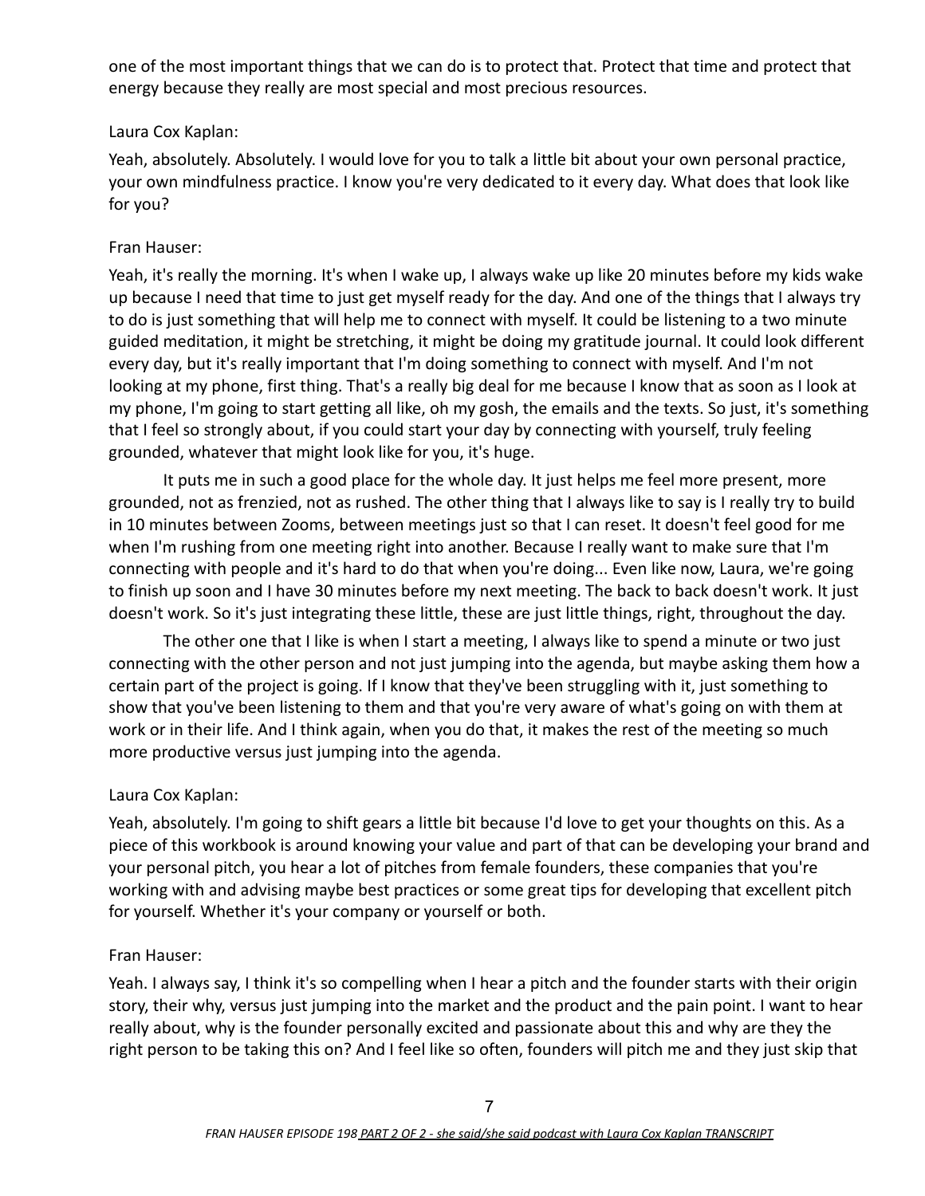one of the most important things that we can do is to protect that. Protect that time and protect that energy because they really are most special and most precious resources.

Laura Cox Kaplan:

Yeah, absolutely. Absolutely. I would love for you to talk a little bit about your own personal practice, your own mindfulness practice. I know you're very dedicated to it every day. What does that look like for you?

Fran Hauser:

Yeah, it's really the morning. It's when I wake up, I always wake up like 20 minutes before my kids wake up because I need that time to just get myself ready for the day. And one of the things that I always try to do is just something that will help me to connect with myself. It could be listening to a two minute guided meditation, it might be stretching, it might be doing my gratitude journal. It could look different every day, but it's really important that I'm doing something to connect with myself. And I'm not looking at my phone, first thing. That's a really big deal for me because I know that as soon as I look at my phone, I'm going to start getting all like, oh my gosh, the emails and the texts. So just, it's something that I feel so strongly about, if you could start your day by connecting with yourself, truly feeling grounded, whatever that might look like for you, it's huge.

It puts me in such a good place for the whole day. It just helps me feel more present, more grounded, not as frenzied, not as rushed. The other thing that I always like to say is I really try to build in 10 minutes between Zooms, between meetings just so that I can reset. It doesn't feel good for me when I'm rushing from one meeting right into another. Because I really want to make sure that I'm connecting with people and it's hard to do that when you're doing... Even like now, Laura, we're going to finish up soon and I have 30 minutes before my next meeting. The back to back doesn't work. It just doesn't work. So it's just integrating these little, these are just little things, right, throughout the day.

The other one that I like is when I start a meeting, I always like to spend a minute or two just connecting with the other person and not just jumping into the agenda, but maybe asking them how a certain part of the project is going. If I know that they've been struggling with it, just something to show that you've been listening to them and that you're very aware of what's going on with them at work or in their life. And I think again, when you do that, it makes the rest of the meeting so much more productive versus just jumping into the agenda.

Laura Cox Kaplan:

Yeah, absolutely. I'm going to shift gears a little bit because I'd love to get your thoughts on this. As a piece of this workbook is around knowing your value and part of that can be developing your brand and your personal pitch, you hear a lot of pitches from female founders, these companies that you're working with and advising maybe best practices or some great tips for developing that excellent pitch for yourself. Whether it's your company or yourself or both.

Fran Hauser:

Yeah. I always say, I think it's so compelling when I hear a pitch and the founder starts with their origin story, their why, versus just jumping into the market and the product and the pain point. I want to hear really about, why is the founder personally excited and passionate about this and why are they the right person to be taking this on? And I feel like so often, founders will pitch me and they just skip that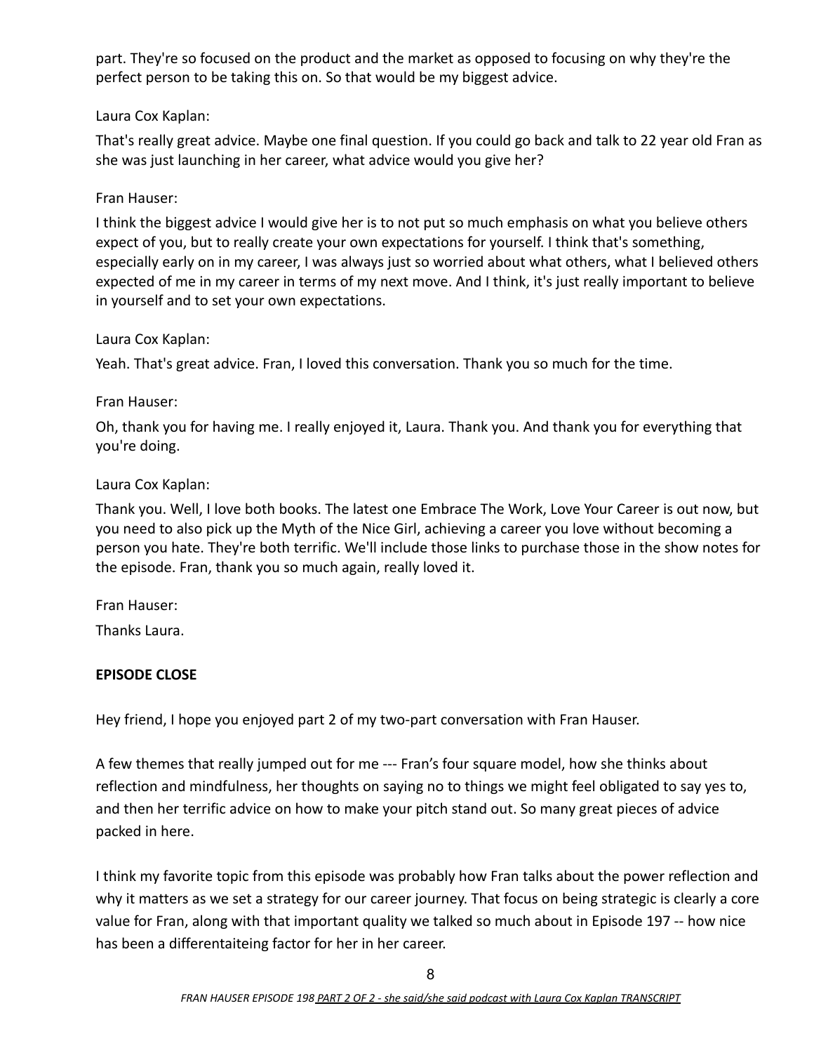part. They're so focused on the product and the market as opposed to focusing on why they're the perfect person to be taking this on. So that would be my biggest advice.

Laura Cox Kaplan:

That's really great advice. Maybe one final question. If you could go back and talk to 22 year old Fran as she was just launching in her career, what advice would you give her?

Fran Hauser:

I think the biggest advice I would give her is to not put so much emphasis on what you believe others expect of you, but to really create your own expectations for yourself. I think that's something, especially early on in my career, I was always just so worried about what others, what I believed others expected of me in my career in terms of my next move. And I think, it's just really important to believe in yourself and to set your own expectations.

Laura Cox Kaplan:

Yeah. That's great advice. Fran, I loved this conversation. Thank you so much for the time.

Fran Hauser:

Oh, thank you for having me. I really enjoyed it, Laura. Thank you. And thank you for everything that you're doing.

Laura Cox Kaplan:

Thank you. Well, I love both books. The latest one Embrace The Work, Love Your Career is out now, but you need to also pick up the Myth of the Nice Girl, achieving a career you love without becoming a person you hate. They're both terrific. We'll include those links to purchase those in the show notes for the episode. Fran, thank you so much again, really loved it.

Fran Hauser:

Thanks Laura.

**EPISODE CLOSE**

Hey friend, I hope you enjoyed part 2 of my two-part conversation with Fran Hauser.

A few themes that really jumped out for me --- Fran's four square model, how she thinks about reflection and mindfulness, her thoughts on saying no to things we might feel obligated to say yes to, and then her terrific advice on how to make your pitch stand out. So many great pieces of advice packed in here.

I think my favorite topic from this episode was probably how Fran talks about the power reflection and why it matters as we set a strategy for our career journey. That focus on being strategic is clearly a core value for Fran, along with that important quality we talked so much about in Episode 197 -- how nice has been a differentaiteing factor for her in her career.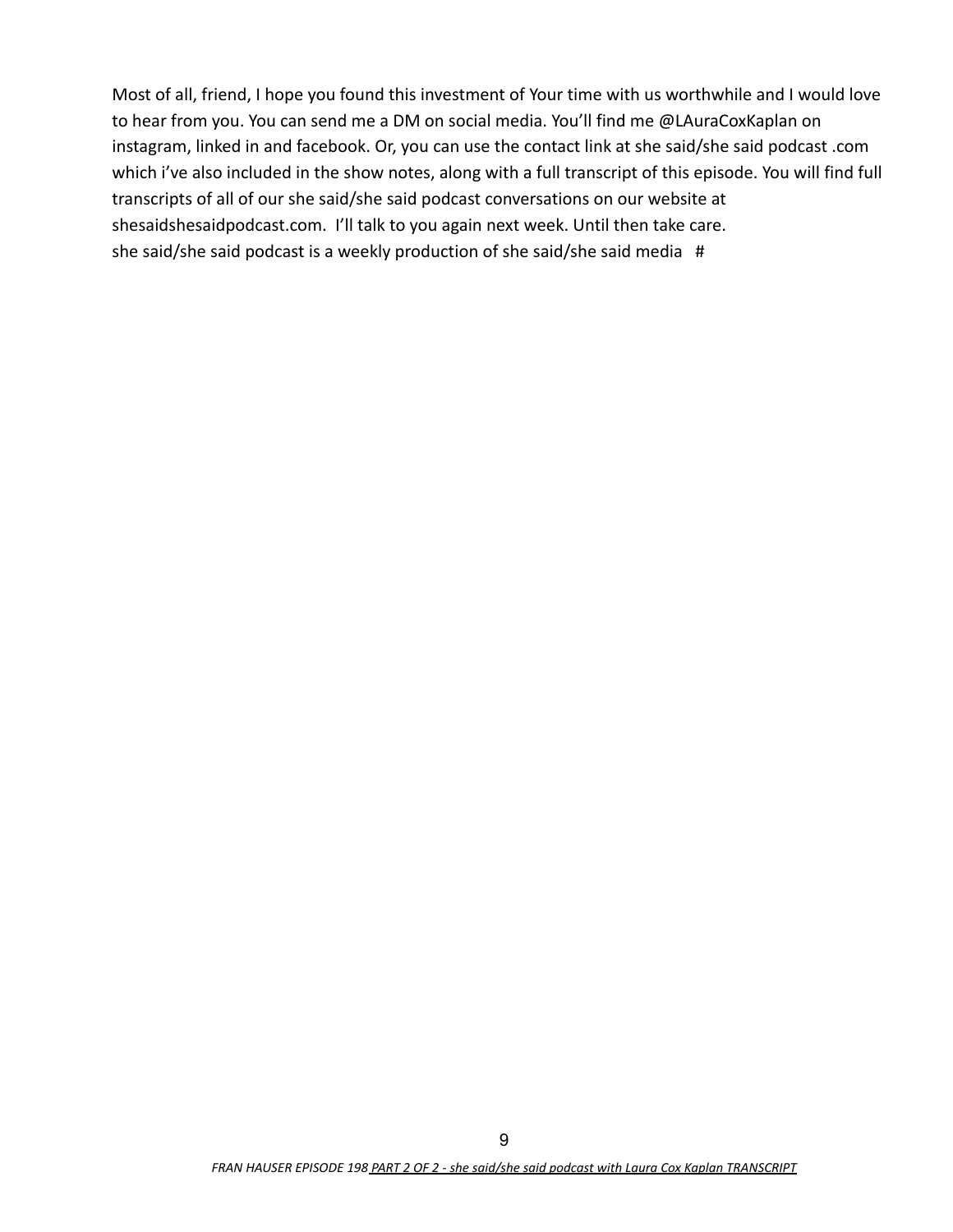Most of all, friend, I hope you found this investment of Your time with us worthwhile and I would love to hear from you. You can send me a DM on social media. You'll find me @LAuraCoxKaplan on instagram, linked in and facebook. Or, you can use the contact link at she said/she said podcast .com which i've also included in the show notes, along with a full transcript of this episode. You will find full transcripts of all of our she said/she said podcast conversations on our website at shesaidshesaidpodcast.com.  I'll talk to you again next week. Until then take care.
she said/she said podcast is a weekly production of she said/she said media   #